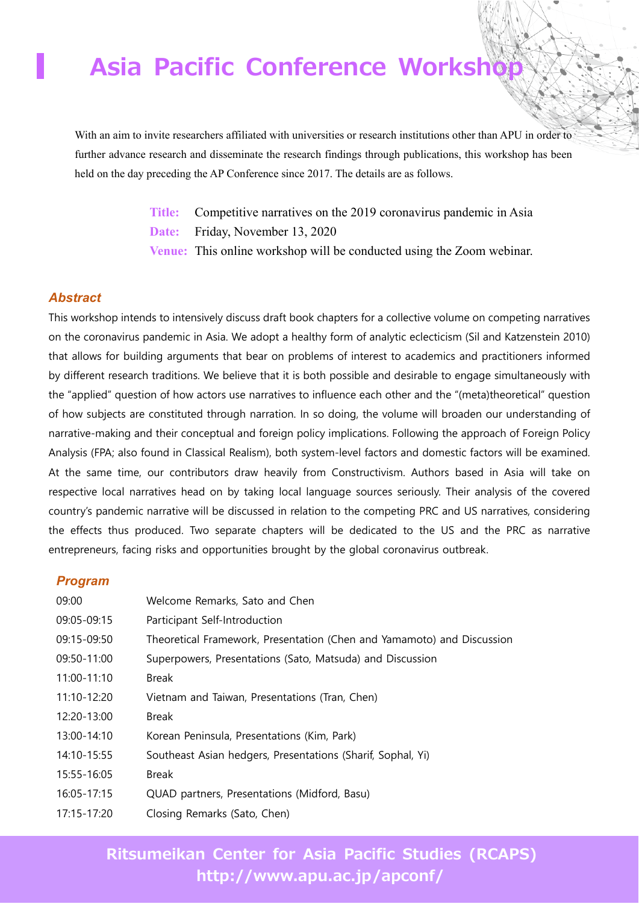# Asia Pacific Conference Workshop

With an aim to invite researchers affiliated with universities or research institutions other than APU in order to further advance research and disseminate the research findings through publications, this workshop has been held on the day preceding the AP Conference since 2017. The details are as follows.

**Title:** Competitive narratives on the 2019 coronavirus pandemic in Asia

**Date:** Friday, November 13, 2020

**Venue:** This online workshop will be conducted using the Zoom webinar.

## *Abstract*

This workshop intends to intensively discuss draft book chapters for a collective volume on competing narratives on the coronavirus pandemic in Asia. We adopt a healthy form of analytic eclecticism (Sil and Katzenstein 2010) that allows for building arguments that bear on problems of interest to academics and practitioners informed by different research traditions. We believe that it is both possible and desirable to engage simultaneously with the "applied" question of how actors use narratives to influence each other and the "(meta)theoretical" question of how subjects are constituted through narration. In so doing, the volume will broaden our understanding of narrative-making and their conceptual and foreign policy implications. Following the approach of Foreign Policy Analysis (FPA; also found in Classical Realism), both system-level factors and domestic factors will be examined. At the same time, our contributors draw heavily from Constructivism. Authors based in Asia will take on respective local narratives head on by taking local language sources seriously. Their analysis of the covered country's pandemic narrative will be discussed in relation to the competing PRC and US narratives, considering the effects thus produced. Two separate chapters will be dedicated to the US and the PRC as narrative entrepreneurs, facing risks and opportunities brought by the global coronavirus outbreak.

## *Program*

| | |
|---|---|
| 09:00 | Welcome Remarks, Sato and Chen |
| 09:05-09:15 | Participant Self-Introduction |
| 09:15-09:50 | Theoretical Framework, Presentation (Chen and Yamamoto) and Discussion |
| 09:50-11:00 | Superpowers, Presentations (Sato, Matsuda) and Discussion |
| 11:00-11:10 | Break |
| 11:10-12:20 | Vietnam and Taiwan, Presentations (Tran, Chen) |
| 12:20-13:00 | Break |
| 13:00-14:10 | Korean Peninsula, Presentations (Kim, Park) |
| 14:10-15:55 | Southeast Asian hedgers, Presentations (Sharif, Sophal, Yi) |
| 15:55-16:05 | Break |
| 16:05-17:15 | QUAD partners, Presentations (Midford, Basu) |
| 17:15-17:20 | Closing Remarks (Sato, Chen) |

**Ritsumeikan Center for Asia Pacific Studies (RCAPS)**
**http://www.apu.ac.jp/apconf/**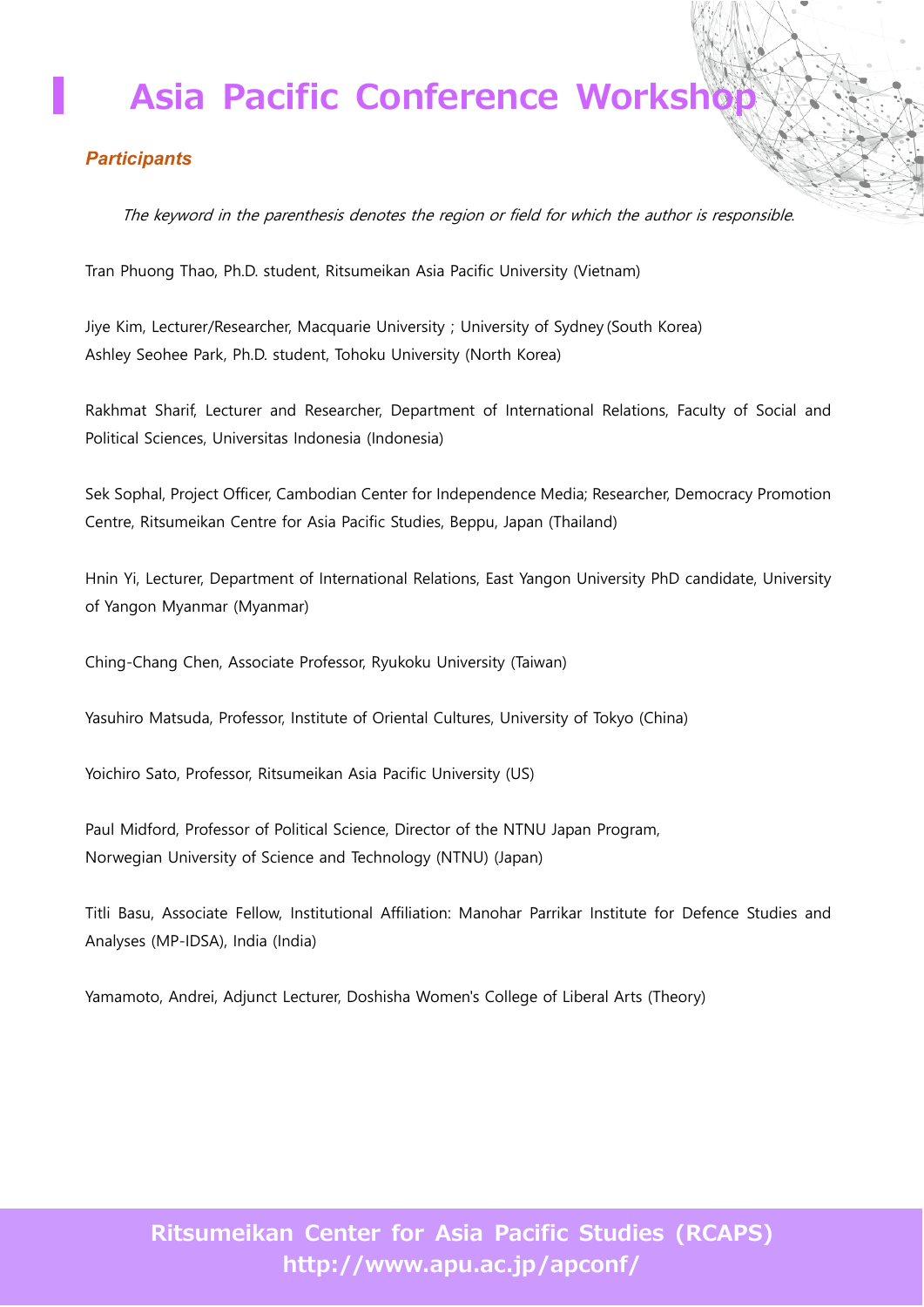# Asia Pacific Conference Workshop

## *Participants*

*The keyword in the parenthesis denotes the region or field for which the author is responsible.*

Tran Phuong Thao, Ph.D. student, Ritsumeikan Asia Pacific University (Vietnam)

Jiye Kim, Lecturer/Researcher, Macquarie University ; University of Sydney (South Korea)
Ashley Seohee Park, Ph.D. student, Tohoku University (North Korea)

Rakhmat Sharif, Lecturer and Researcher, Department of International Relations, Faculty of Social and Political Sciences, Universitas Indonesia (Indonesia)

Sek Sophal, Project Officer, Cambodian Center for Independence Media; Researcher, Democracy Promotion Centre, Ritsumeikan Centre for Asia Pacific Studies, Beppu, Japan (Thailand)

Hnin Yi, Lecturer, Department of International Relations, East Yangon University PhD candidate, University of Yangon Myanmar (Myanmar)

Ching-Chang Chen, Associate Professor, Ryukoku University (Taiwan)

Yasuhiro Matsuda, Professor, Institute of Oriental Cultures, University of Tokyo (China)

Yoichiro Sato, Professor, Ritsumeikan Asia Pacific University (US)

Paul Midford, Professor of Political Science, Director of the NTNU Japan Program,
Norwegian University of Science and Technology (NTNU) (Japan)

Titli Basu, Associate Fellow, Institutional Affiliation: Manohar Parrikar Institute for Defence Studies and Analyses (MP-IDSA), India (India)

Yamamoto, Andrei, Adjunct Lecturer, Doshisha Women's College of Liberal Arts (Theory)

**Ritsumeikan Center for Asia Pacific Studies (RCAPS)**
**http://www.apu.ac.jp/apconf/**